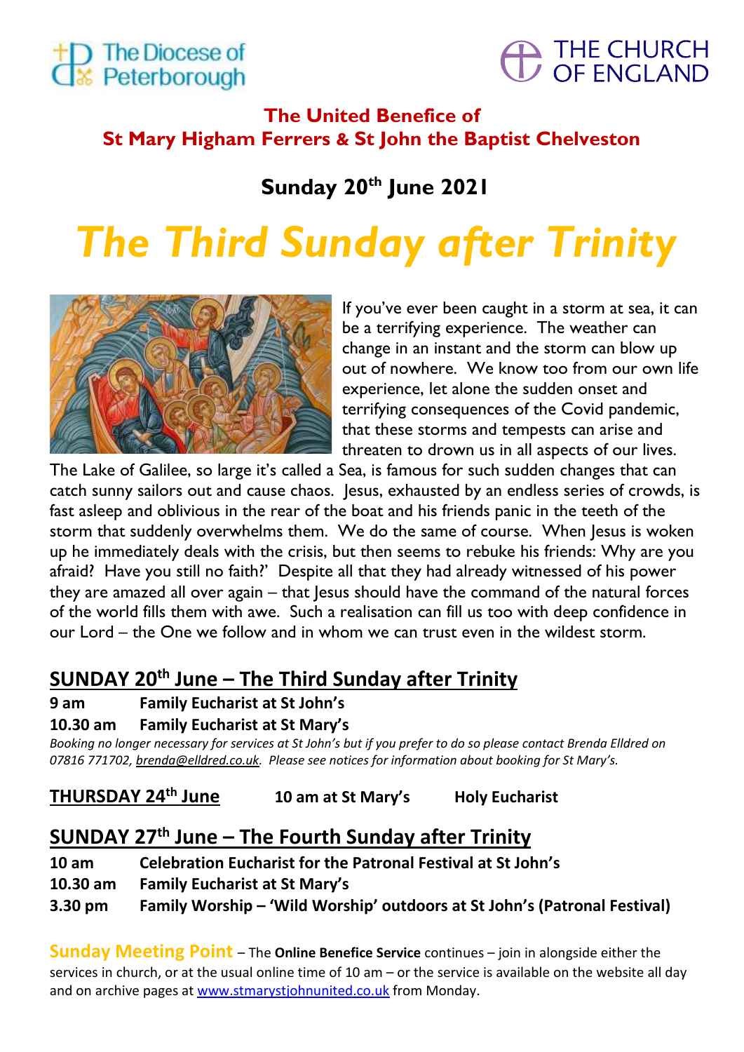The Diocese of Peterborough

THE CHURCH OF ENGLAND

## The United Benefice of St Mary Higham Ferrers & St John the Baptist Chelveston

### Sunday 20th June 2021

# *The Third Sunday after Trinity*

If you've ever been caught in a storm at sea, it can be a terrifying experience. The weather can change in an instant and the storm can blow up out of nowhere. We know too from our own life experience, let alone the sudden onset and terrifying consequences of the Covid pandemic, that these storms and tempests can arise and threaten to drown us in all aspects of our lives. The Lake of Galilee, so large it's called a Sea, is famous for such sudden changes that can catch sunny sailors out and cause chaos. Jesus, exhausted by an endless series of crowds, is fast asleep and oblivious in the rear of the boat and his friends panic in the teeth of the storm that suddenly overwhelms them. We do the same of course. When Jesus is woken up he immediately deals with the crisis, but then seems to rebuke his friends: Why are you afraid? Have you still no faith?' Despite all that they had already witnessed of his power they are amazed all over again – that Jesus should have the command of the natural forces of the world fills them with awe. Such a realisation can fill us too with deep confidence in our Lord – the One we follow and in whom we can trust even in the wildest storm.

## SUNDAY 20th June – The Third Sunday after Trinity

**9 am** **Family Eucharist at St John's**

**10.30 am** **Family Eucharist at St Mary's**

*Booking no longer necessary for services at St John's but if you prefer to do so please contact Brenda Elldred on 07816 771702, brenda@elldred.co.uk. Please see notices for information about booking for St Mary's.*

## THURSDAY 24th June **10 am at St Mary's** **Holy Eucharist**

## SUNDAY 27th June – The Fourth Sunday after Trinity

**10 am** **Celebration Eucharist for the Patronal Festival at St John's**

**10.30 am** **Family Eucharist at St Mary's**

**3.30 pm** **Family Worship – 'Wild Worship' outdoors at St John's (Patronal Festival)**

**Sunday Meeting Point** – The **Online Benefice Service** continues – join in alongside either the services in church, or at the usual online time of 10 am – or the service is available on the website all day and on archive pages at www.stmarystjohnunited.co.uk from Monday.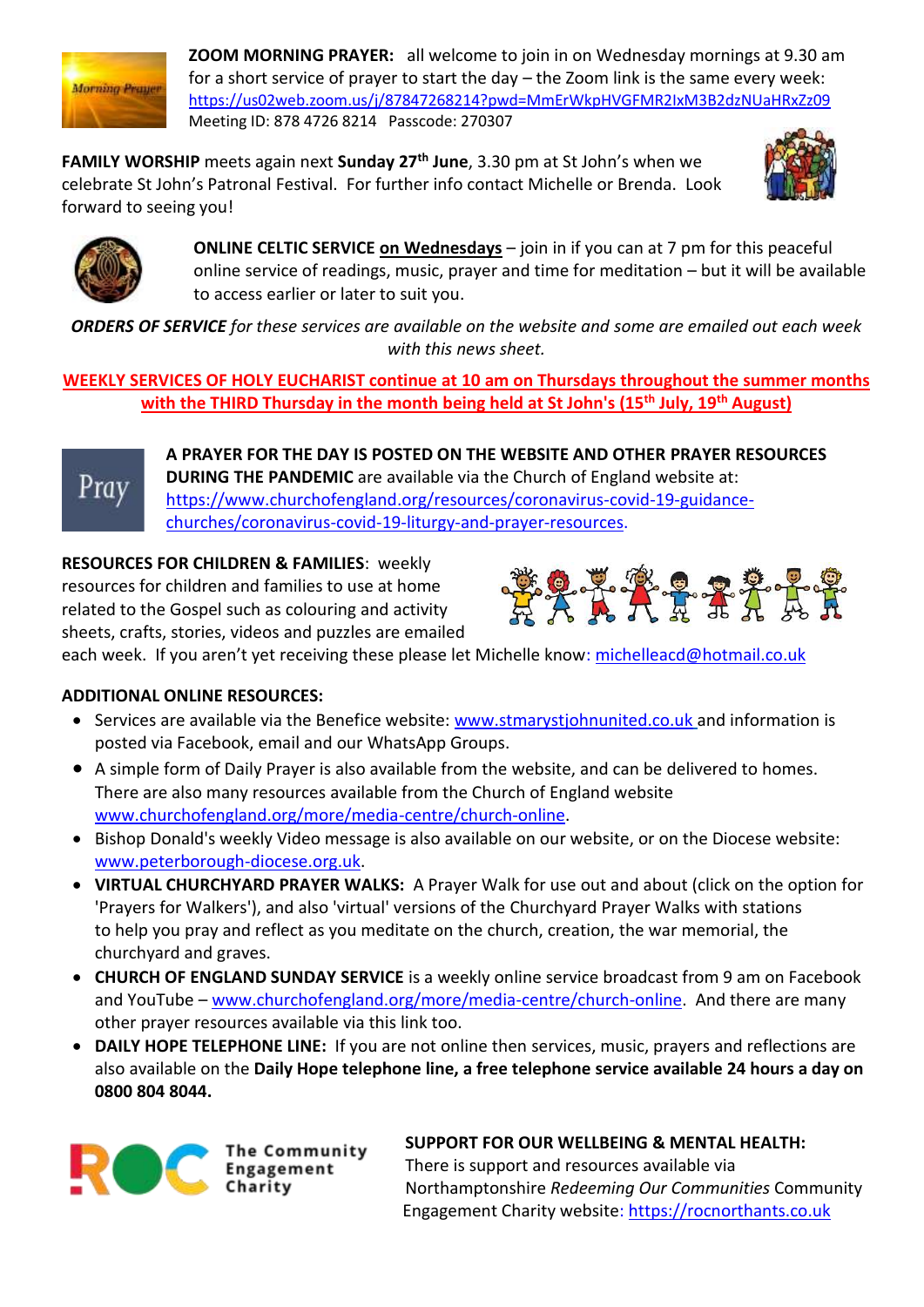**ZOOM MORNING PRAYER:** all welcome to join in on Wednesday mornings at 9.30 am for a short service of prayer to start the day – the Zoom link is the same every week: https://us02web.zoom.us/j/87847268214?pwd=MmErWkpHVGFMR2IxM3B2dzNUaHRxZz09
Meeting ID: 878 4726 8214 Passcode: 270307

**FAMILY WORSHIP** meets again next **Sunday 27th June**, 3.30 pm at St John's when we celebrate St John's Patronal Festival. For further info contact Michelle or Brenda. Look forward to seeing you!

**ONLINE CELTIC SERVICE on Wednesdays** – join in if you can at 7 pm for this peaceful online service of readings, music, prayer and time for meditation – but it will be available to access earlier or later to suit you.

***ORDERS OF SERVICE*** *for these services are available on the website and some are emailed out each week with this news sheet.*

**WEEKLY SERVICES OF HOLY EUCHARIST continue at 10 am on Thursdays throughout the summer months with the THIRD Thursday in the month being held at St John's (15th July, 19th August)**

**A PRAYER FOR THE DAY IS POSTED ON THE WEBSITE AND OTHER PRAYER RESOURCES DURING THE PANDEMIC** are available via the Church of England website at: https://www.churchofengland.org/resources/coronavirus-covid-19-guidance-churches/coronavirus-covid-19-liturgy-and-prayer-resources.

**RESOURCES FOR CHILDREN & FAMILIES**: weekly resources for children and families to use at home related to the Gospel such as colouring and activity sheets, crafts, stories, videos and puzzles are emailed each week. If you aren't yet receiving these please let Michelle know: michelleacd@hotmail.co.uk

**ADDITIONAL ONLINE RESOURCES:**

- Services are available via the Benefice website: www.stmarystjohnunited.co.uk and information is posted via Facebook, email and our WhatsApp Groups.
- A simple form of Daily Prayer is also available from the website, and can be delivered to homes. There are also many resources available from the Church of England website www.churchofengland.org/more/media-centre/church-online.
- Bishop Donald's weekly Video message is also available on our website, or on the Diocese website: www.peterborough-diocese.org.uk.
- **VIRTUAL CHURCHYARD PRAYER WALKS:** A Prayer Walk for use out and about (click on the option for 'Prayers for Walkers'), and also 'virtual' versions of the Churchyard Prayer Walks with stations to help you pray and reflect as you meditate on the church, creation, the war memorial, the churchyard and graves.
- **CHURCH OF ENGLAND SUNDAY SERVICE** is a weekly online service broadcast from 9 am on Facebook and YouTube – www.churchofengland.org/more/media-centre/church-online. And there are many other prayer resources available via this link too.
- **DAILY HOPE TELEPHONE LINE:** If you are not online then services, music, prayers and reflections are also available on the **Daily Hope telephone line, a free telephone service available 24 hours a day on 0800 804 8044.**

ROC The Community Engagement Charity

**SUPPORT FOR OUR WELLBEING & MENTAL HEALTH:** There is support and resources available via Northamptonshire *Redeeming Our Communities* Community Engagement Charity website: https://rocnorthants.co.uk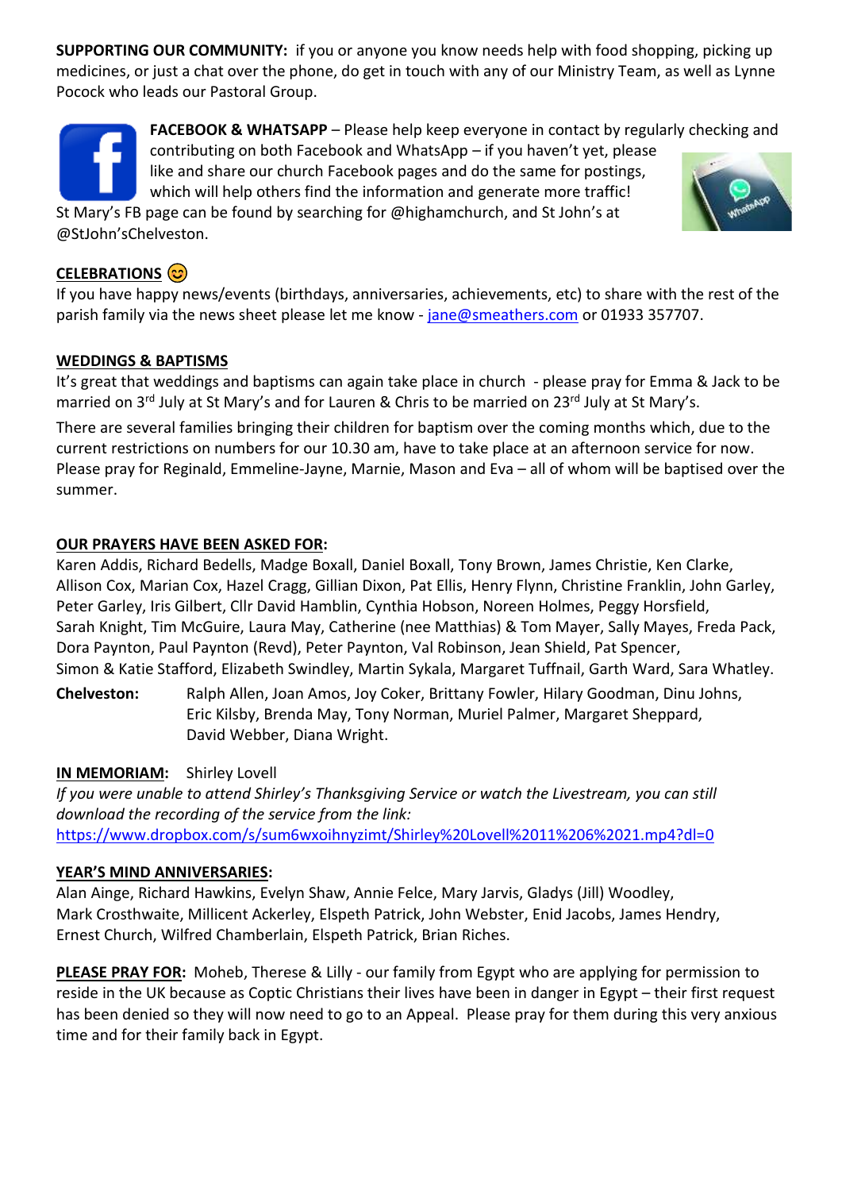**SUPPORTING OUR COMMUNITY:** if you or anyone you know needs help with food shopping, picking up medicines, or just a chat over the phone, do get in touch with any of our Ministry Team, as well as Lynne Pocock who leads our Pastoral Group.

**FACEBOOK & WHATSAPP** – Please help keep everyone in contact by regularly checking and contributing on both Facebook and WhatsApp – if you haven't yet, please like and share our church Facebook pages and do the same for postings, which will help others find the information and generate more traffic! St Mary's FB page can be found by searching for @highamchurch, and St John's at @StJohn'sChelveston.

**CELEBRATIONS** 😊

If you have happy news/events (birthdays, anniversaries, achievements, etc) to share with the rest of the parish family via the news sheet please let me know - jane@smeathers.com or 01933 357707.

**WEDDINGS & BAPTISMS**

It's great that weddings and baptisms can again take place in church - please pray for Emma & Jack to be married on 3rd July at St Mary's and for Lauren & Chris to be married on 23rd July at St Mary's.

There are several families bringing their children for baptism over the coming months which, due to the current restrictions on numbers for our 10.30 am, have to take place at an afternoon service for now. Please pray for Reginald, Emmeline-Jayne, Marnie, Mason and Eva – all of whom will be baptised over the summer.

**OUR PRAYERS HAVE BEEN ASKED FOR:**

Karen Addis, Richard Bedells, Madge Boxall, Daniel Boxall, Tony Brown, James Christie, Ken Clarke, Allison Cox, Marian Cox, Hazel Cragg, Gillian Dixon, Pat Ellis, Henry Flynn, Christine Franklin, John Garley, Peter Garley, Iris Gilbert, Cllr David Hamblin, Cynthia Hobson, Noreen Holmes, Peggy Horsfield, Sarah Knight, Tim McGuire, Laura May, Catherine (nee Matthias) & Tom Mayer, Sally Mayes, Freda Pack, Dora Paynton, Paul Paynton (Revd), Peter Paynton, Val Robinson, Jean Shield, Pat Spencer, Simon & Katie Stafford, Elizabeth Swindley, Martin Sykala, Margaret Tuffnail, Garth Ward, Sara Whatley.

**Chelveston:** Ralph Allen, Joan Amos, Joy Coker, Brittany Fowler, Hilary Goodman, Dinu Johns, Eric Kilsby, Brenda May, Tony Norman, Muriel Palmer, Margaret Sheppard, David Webber, Diana Wright.

**IN MEMORIAM:** Shirley Lovell

*If you were unable to attend Shirley's Thanksgiving Service or watch the Livestream, you can still download the recording of the service from the link:*
https://www.dropbox.com/s/sum6wxoihnyzimt/Shirley%20Lovell%2011%206%2021.mp4?dl=0

**YEAR'S MIND ANNIVERSARIES:**

Alan Ainge, Richard Hawkins, Evelyn Shaw, Annie Felce, Mary Jarvis, Gladys (Jill) Woodley, Mark Crosthwaite, Millicent Ackerley, Elspeth Patrick, John Webster, Enid Jacobs, James Hendry, Ernest Church, Wilfred Chamberlain, Elspeth Patrick, Brian Riches.

**PLEASE PRAY FOR:** Moheb, Therese & Lilly - our family from Egypt who are applying for permission to reside in the UK because as Coptic Christians their lives have been in danger in Egypt – their first request has been denied so they will now need to go to an Appeal. Please pray for them during this very anxious time and for their family back in Egypt.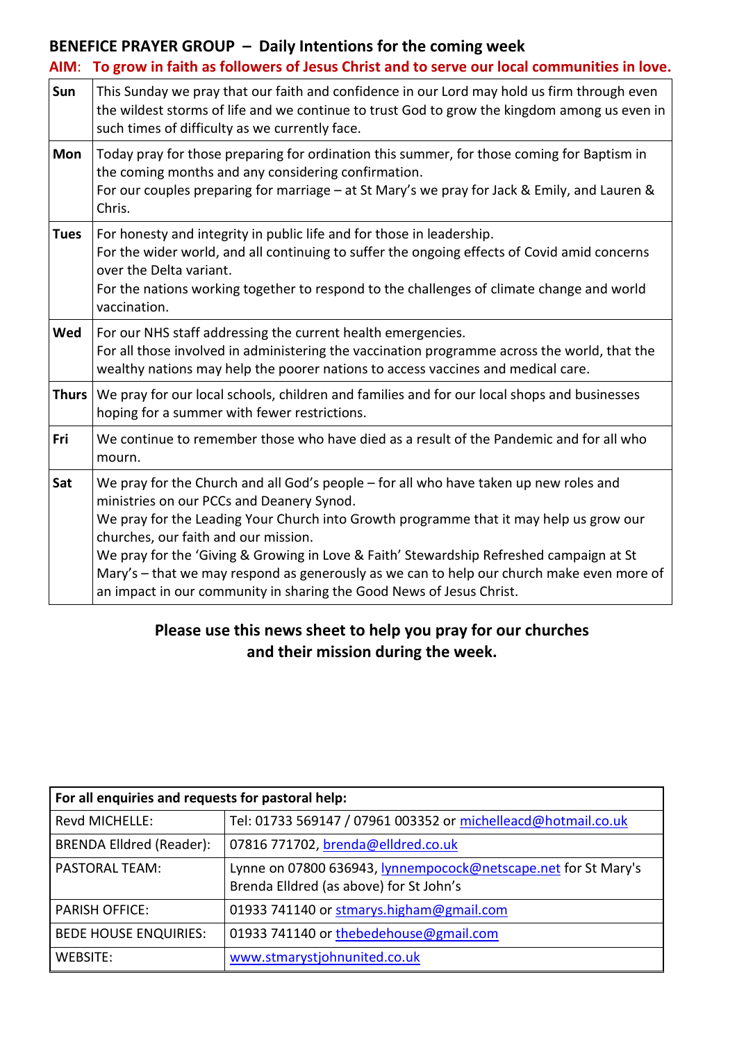## BENEFICE PRAYER GROUP – Daily Intentions for the coming week

**AIM: To grow in faith as followers of Jesus Christ and to serve our local communities in love.**

| | |
|---|---|
| **Sun** | This Sunday we pray that our faith and confidence in our Lord may hold us firm through even the wildest storms of life and we continue to trust God to grow the kingdom among us even in such times of difficulty as we currently face. |
| **Mon** | Today pray for those preparing for ordination this summer, for those coming for Baptism in the coming months and any considering confirmation.<br>For our couples preparing for marriage – at St Mary's we pray for Jack & Emily, and Lauren & Chris. |
| **Tues** | For honesty and integrity in public life and for those in leadership.<br>For the wider world, and all continuing to suffer the ongoing effects of Covid amid concerns over the Delta variant.<br>For the nations working together to respond to the challenges of climate change and world vaccination. |
| **Wed** | For our NHS staff addressing the current health emergencies.<br>For all those involved in administering the vaccination programme across the world, that the wealthy nations may help the poorer nations to access vaccines and medical care. |
| **Thurs** | We pray for our local schools, children and families and for our local shops and businesses hoping for a summer with fewer restrictions. |
| **Fri** | We continue to remember those who have died as a result of the Pandemic and for all who mourn. |
| **Sat** | We pray for the Church and all God's people – for all who have taken up new roles and ministries on our PCCs and Deanery Synod.<br>We pray for the Leading Your Church into Growth programme that it may help us grow our churches, our faith and our mission.<br>We pray for the 'Giving & Growing in Love & Faith' Stewardship Refreshed campaign at St Mary's – that we may respond as generously as we can to help our church make even more of an impact in our community in sharing the Good News of Jesus Christ. |

**Please use this news sheet to help you pray for our churches and their mission during the week.**

| **For all enquiries and requests for pastoral help:** | |
|---|---|
| Revd MICHELLE: | Tel: 01733 569147 / 07961 003352 or michelleacd@hotmail.co.uk |
| BRENDA Elldred (Reader): | 07816 771702, brenda@elldred.co.uk |
| PASTORAL TEAM: | Lynne on 07800 636943, lynnempocock@netscape.net for St Mary's<br>Brenda Elldred (as above) for St John's |
| PARISH OFFICE: | 01933 741140 or stmarys.higham@gmail.com |
| BEDE HOUSE ENQUIRIES: | 01933 741140 or thebedehouse@gmail.com |
| WEBSITE: | www.stmarystjohnunited.co.uk |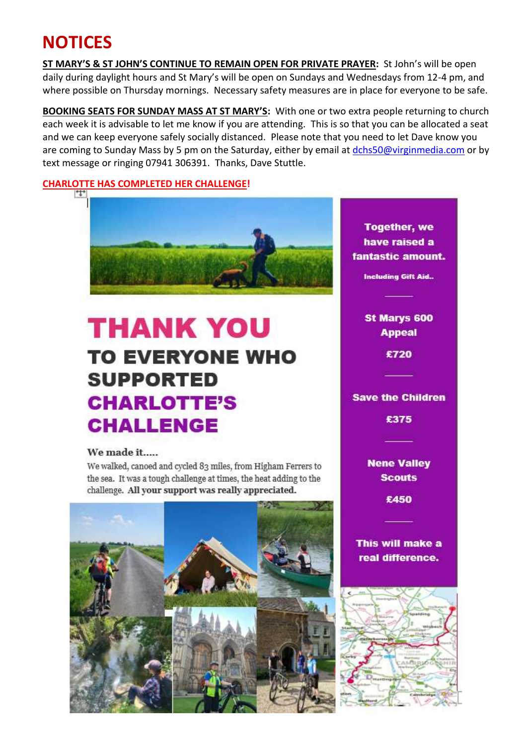# NOTICES

**ST MARY'S & ST JOHN'S CONTINUE TO REMAIN OPEN FOR PRIVATE PRAYER:** St John's will be open daily during daylight hours and St Mary's will be open on Sundays and Wednesdays from 12-4 pm, and where possible on Thursday mornings. Necessary safety measures are in place for everyone to be safe.

**BOOKING SEATS FOR SUNDAY MASS AT ST MARY'S:** With one or two extra people returning to church each week it is advisable to let me know if you are attending. This is so that you can be allocated a seat and we can keep everyone safely socially distanced. Please note that you need to let Dave know you are coming to Sunday Mass by 5 pm on the Saturday, either by email at dchs50@virginmedia.com or by text message or ringing 07941 306391. Thanks, Dave Stuttle.

**CHARLOTTE HAS COMPLETED HER CHALLENGE!**

## THANK YOU

## TO EVERYONE WHO SUPPORTED CHARLOTTE'S CHALLENGE

**We made it.....**

We walked, canoed and cycled 83 miles, from Higham Ferrers to the sea. It was a tough challenge at times, the heat adding to the challenge. **All your support was really appreciated.**

**Together, we have raised a fantastic amount.**

**Including Gift Aid..**

**St Marys 600 Appeal**

**£720**

**Save the Children**

**£375**

**Nene Valley Scouts**

**£450**

**This will make a real difference.**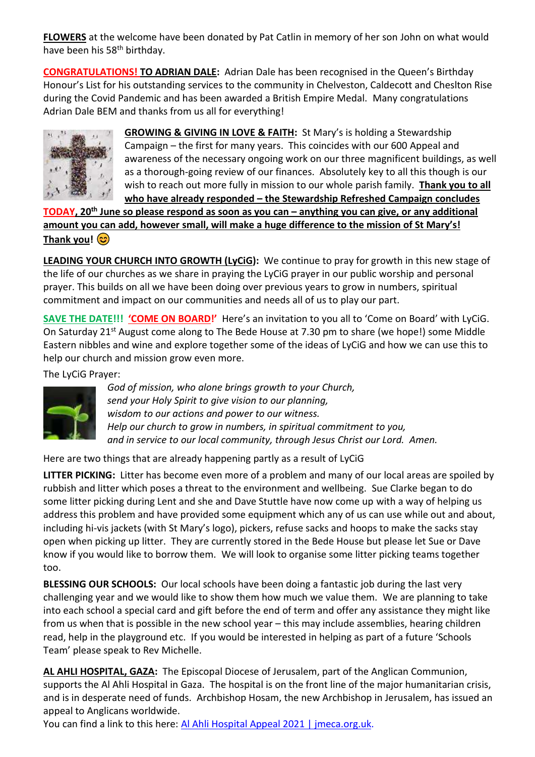**FLOWERS** at the welcome have been donated by Pat Catlin in memory of her son John on what would have been his 58th birthday.

**CONGRATULATIONS! TO ADRIAN DALE:** Adrian Dale has been recognised in the Queen's Birthday Honour's List for his outstanding services to the community in Chelveston, Caldecott and Cheslton Rise during the Covid Pandemic and has been awarded a British Empire Medal. Many congratulations Adrian Dale BEM and thanks from us all for everything!

**GROWING & GIVING IN LOVE & FAITH:** St Mary's is holding a Stewardship Campaign – the first for many years. This coincides with our 600 Appeal and awareness of the necessary ongoing work on our three magnificent buildings, as well as a thorough-going review of our finances. Absolutely key to all this though is our wish to reach out more fully in mission to our whole parish family. **Thank you to all who have already responded – the Stewardship Refreshed Campaign concludes TODAY, 20th June so please respond as soon as you can – anything you can give, or any additional amount you can add, however small, will make a huge difference to the mission of St Mary's! Thank you!** 😊

**LEADING YOUR CHURCH INTO GROWTH (LyCiG):** We continue to pray for growth in this new stage of the life of our churches as we share in praying the LyCiG prayer in our public worship and personal prayer. This builds on all we have been doing over previous years to grow in numbers, spiritual commitment and impact on our communities and needs all of us to play our part.

**SAVE THE DATE!!! 'COME ON BOARD!'** Here's an invitation to you all to 'Come on Board' with LyCiG. On Saturday 21st August come along to The Bede House at 7.30 pm to share (we hope!) some Middle Eastern nibbles and wine and explore together some of the ideas of LyCiG and how we can use this to help our church and mission grow even more.

The LyCiG Prayer:

*God of mission, who alone brings growth to your Church,*
*send your Holy Spirit to give vision to our planning,*
*wisdom to our actions and power to our witness.*
*Help our church to grow in numbers, in spiritual commitment to you,*
*and in service to our local community, through Jesus Christ our Lord. Amen.*

Here are two things that are already happening partly as a result of LyCiG

**LITTER PICKING:** Litter has become even more of a problem and many of our local areas are spoiled by rubbish and litter which poses a threat to the environment and wellbeing. Sue Clarke began to do some litter picking during Lent and she and Dave Stuttle have now come up with a way of helping us address this problem and have provided some equipment which any of us can use while out and about, including hi-vis jackets (with St Mary's logo), pickers, refuse sacks and hoops to make the sacks stay open when picking up litter. They are currently stored in the Bede House but please let Sue or Dave know if you would like to borrow them. We will look to organise some litter picking teams together too.

**BLESSING OUR SCHOOLS:** Our local schools have been doing a fantastic job during the last very challenging year and we would like to show them how much we value them. We are planning to take into each school a special card and gift before the end of term and offer any assistance they might like from us when that is possible in the new school year – this may include assemblies, hearing children read, help in the playground etc. If you would be interested in helping as part of a future 'Schools Team' please speak to Rev Michelle.

**AL AHLI HOSPITAL, GAZA:** The Episcopal Diocese of Jerusalem, part of the Anglican Communion, supports the Al Ahli Hospital in Gaza. The hospital is on the front line of the major humanitarian crisis, and is in desperate need of funds. Archbishop Hosam, the new Archbishop in Jerusalem, has issued an appeal to Anglicans worldwide.
You can find a link to this here: Al Ahli Hospital Appeal 2021 | jmeca.org.uk.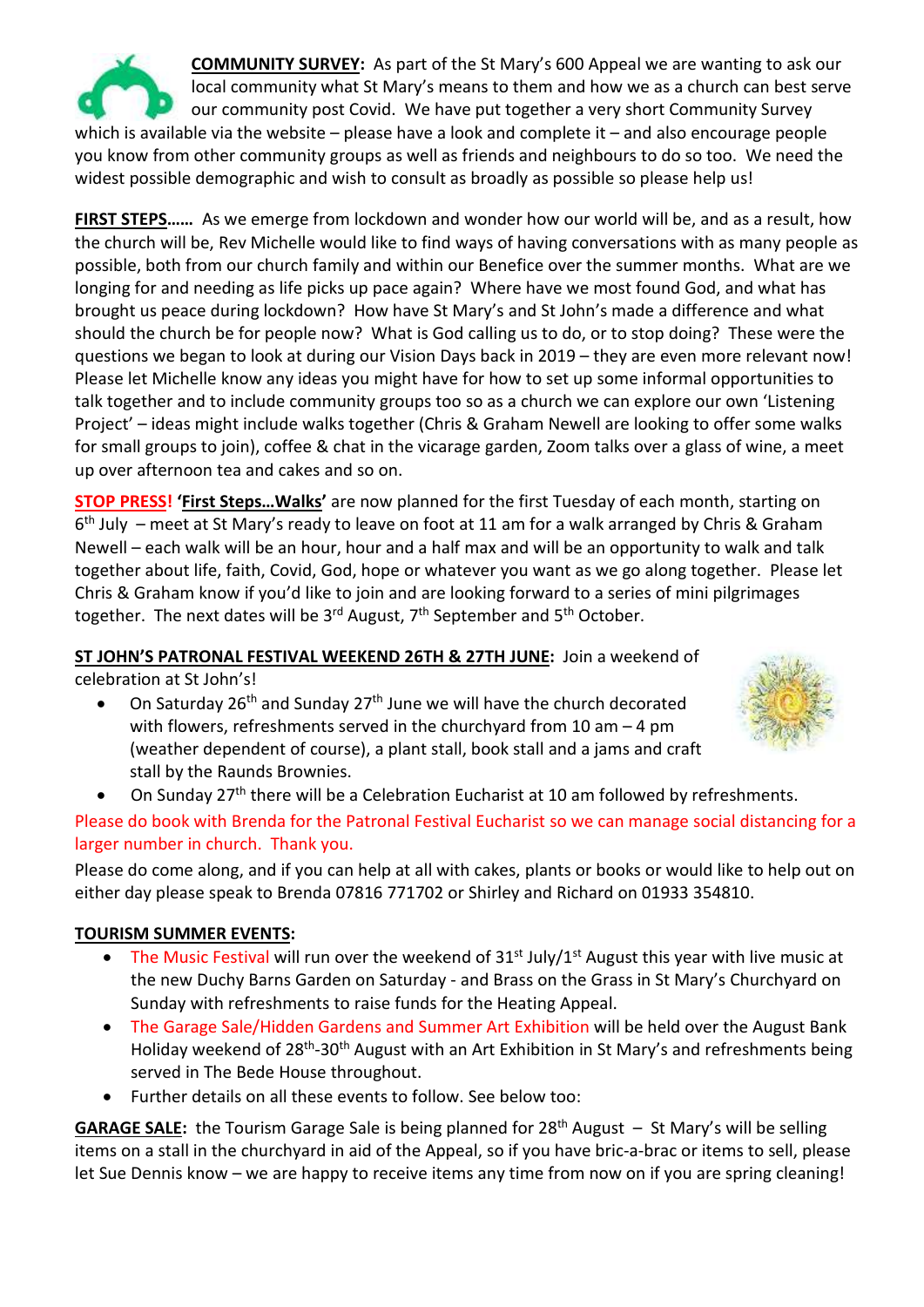**COMMUNITY SURVEY:** As part of the St Mary's 600 Appeal we are wanting to ask our local community what St Mary's means to them and how we as a church can best serve our community post Covid. We have put together a very short Community Survey which is available via the website – please have a look and complete it – and also encourage people you know from other community groups as well as friends and neighbours to do so too. We need the widest possible demographic and wish to consult as broadly as possible so please help us!

**FIRST STEPS……** As we emerge from lockdown and wonder how our world will be, and as a result, how the church will be, Rev Michelle would like to find ways of having conversations with as many people as possible, both from our church family and within our Benefice over the summer months. What are we longing for and needing as life picks up pace again? Where have we most found God, and what has brought us peace during lockdown? How have St Mary's and St John's made a difference and what should the church be for people now? What is God calling us to do, or to stop doing? These were the questions we began to look at during our Vision Days back in 2019 – they are even more relevant now! Please let Michelle know any ideas you might have for how to set up some informal opportunities to talk together and to include community groups too so as a church we can explore our own 'Listening Project' – ideas might include walks together (Chris & Graham Newell are looking to offer some walks for small groups to join), coffee & chat in the vicarage garden, Zoom talks over a glass of wine, a meet up over afternoon tea and cakes and so on.

**STOP PRESS!** **'First Steps…Walks'** are now planned for the first Tuesday of each month, starting on 6th July – meet at St Mary's ready to leave on foot at 11 am for a walk arranged by Chris & Graham Newell – each walk will be an hour, hour and a half max and will be an opportunity to walk and talk together about life, faith, Covid, God, hope or whatever you want as we go along together. Please let Chris & Graham know if you'd like to join and are looking forward to a series of mini pilgrimages together. The next dates will be 3rd August, 7th September and 5th October.

**ST JOHN'S PATRONAL FESTIVAL WEEKEND 26TH & 27TH JUNE:** Join a weekend of celebration at St John's!

- On Saturday 26th and Sunday 27th June we will have the church decorated with flowers, refreshments served in the churchyard from 10 am – 4 pm (weather dependent of course), a plant stall, book stall and a jams and craft stall by the Raunds Brownies.
- On Sunday 27th there will be a Celebration Eucharist at 10 am followed by refreshments.

Please do book with Brenda for the Patronal Festival Eucharist so we can manage social distancing for a larger number in church. Thank you.

Please do come along, and if you can help at all with cakes, plants or books or would like to help out on either day please speak to Brenda 07816 771702 or Shirley and Richard on 01933 354810.

**TOURISM SUMMER EVENTS:**

- The Music Festival will run over the weekend of 31st July/1st August this year with live music at the new Duchy Barns Garden on Saturday - and Brass on the Grass in St Mary's Churchyard on Sunday with refreshments to raise funds for the Heating Appeal.
- The Garage Sale/Hidden Gardens and Summer Art Exhibition will be held over the August Bank Holiday weekend of 28th-30th August with an Art Exhibition in St Mary's and refreshments being served in The Bede House throughout.
- Further details on all these events to follow. See below too:

**GARAGE SALE:** the Tourism Garage Sale is being planned for 28th August – St Mary's will be selling items on a stall in the churchyard in aid of the Appeal, so if you have bric-a-brac or items to sell, please let Sue Dennis know – we are happy to receive items any time from now on if you are spring cleaning!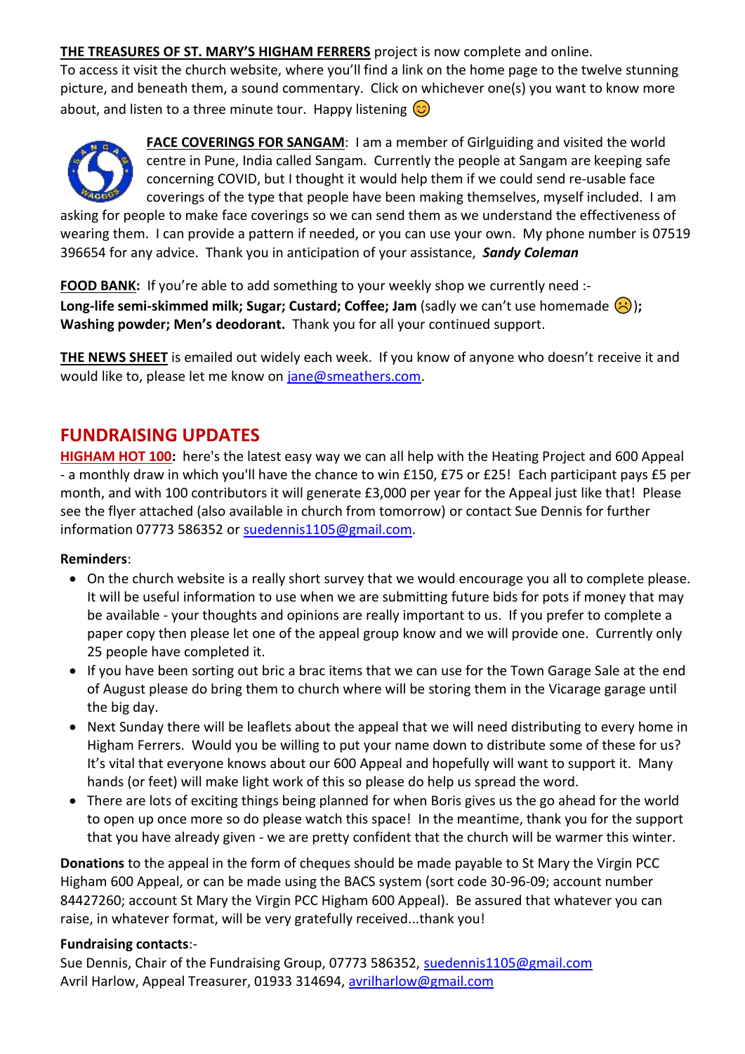**THE TREASURES OF ST. MARY'S HIGHAM FERRERS** project is now complete and online. To access it visit the church website, where you'll find a link on the home page to the twelve stunning picture, and beneath them, a sound commentary. Click on whichever one(s) you want to know more about, and listen to a three minute tour. Happy listening 😊

**FACE COVERINGS FOR SANGAM**: I am a member of Girlguiding and visited the world centre in Pune, India called Sangam. Currently the people at Sangam are keeping safe concerning COVID, but I thought it would help them if we could send re-usable face coverings of the type that people have been making themselves, myself included. I am asking for people to make face coverings so we can send them as we understand the effectiveness of wearing them. I can provide a pattern if needed, or you can use your own. My phone number is 07519 396654 for any advice. Thank you in anticipation of your assistance, ***Sandy Coleman***

**FOOD BANK:** If you're able to add something to your weekly shop we currently need :-
**Long-life semi-skimmed milk; Sugar; Custard; Coffee; Jam** (sadly we can't use homemade ☹)**; Washing powder; Men's deodorant.** Thank you for all your continued support.

**THE NEWS SHEET** is emailed out widely each week. If you know of anyone who doesn't receive it and would like to, please let me know on jane@smeathers.com.

## FUNDRAISING UPDATES

**HIGHAM HOT 100:** here's the latest easy way we can all help with the Heating Project and 600 Appeal - a monthly draw in which you'll have the chance to win £150, £75 or £25! Each participant pays £5 per month, and with 100 contributors it will generate £3,000 per year for the Appeal just like that! Please see the flyer attached (also available in church from tomorrow) or contact Sue Dennis for further information 07773 586352 or suedennis1105@gmail.com.

**Reminders**:

- On the church website is a really short survey that we would encourage you all to complete please. It will be useful information to use when we are submitting future bids for pots if money that may be available - your thoughts and opinions are really important to us. If you prefer to complete a paper copy then please let one of the appeal group know and we will provide one. Currently only 25 people have completed it.
- If you have been sorting out bric a brac items that we can use for the Town Garage Sale at the end of August please do bring them to church where will be storing them in the Vicarage garage until the big day.
- Next Sunday there will be leaflets about the appeal that we will need distributing to every home in Higham Ferrers. Would you be willing to put your name down to distribute some of these for us? It's vital that everyone knows about our 600 Appeal and hopefully will want to support it. Many hands (or feet) will make light work of this so please do help us spread the word.
- There are lots of exciting things being planned for when Boris gives us the go ahead for the world to open up once more so do please watch this space! In the meantime, thank you for the support that you have already given - we are pretty confident that the church will be warmer this winter.

**Donations** to the appeal in the form of cheques should be made payable to St Mary the Virgin PCC Higham 600 Appeal, or can be made using the BACS system (sort code 30-96-09; account number 84427260; account St Mary the Virgin PCC Higham 600 Appeal). Be assured that whatever you can raise, in whatever format, will be very gratefully received...thank you!

**Fundraising contacts**:-
Sue Dennis, Chair of the Fundraising Group, 07773 586352, suedennis1105@gmail.com
Avril Harlow, Appeal Treasurer, 01933 314694, avrilharlow@gmail.com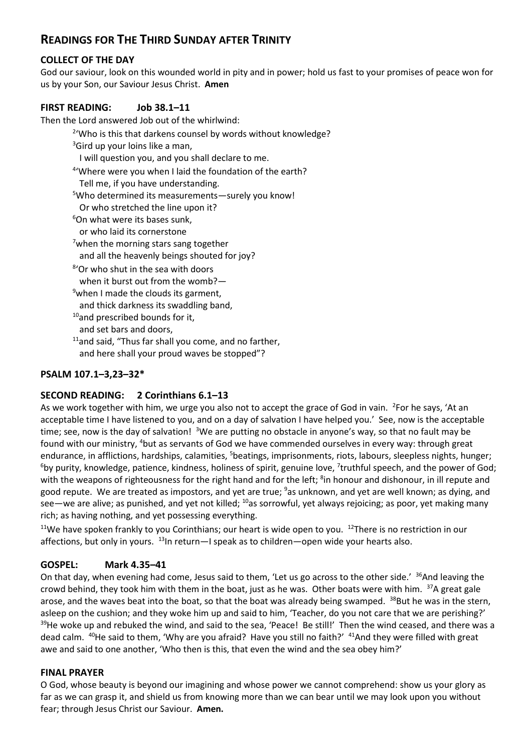# READINGS FOR THE THIRD SUNDAY AFTER TRINITY

### COLLECT OF THE DAY

God our saviour, look on this wounded world in pity and in power; hold us fast to your promises of peace won for us by your Son, our Saviour Jesus Christ. **Amen**

### FIRST READING: Job 38.1–11

Then the Lord answered Job out of the whirlwind:

[2]'Who is this that darkens counsel by words without knowledge?
[3]Gird up your loins like a man,
  I will question you, and you shall declare to me.
[4]'Where were you when I laid the foundation of the earth?
  Tell me, if you have understanding.
[5]Who determined its measurements—surely you know!
  Or who stretched the line upon it?
[6]On what were its bases sunk,
  or who laid its cornerstone
[7]when the morning stars sang together
  and all the heavenly beings shouted for joy?
[8]'Or who shut in the sea with doors
  when it burst out from the womb?—
[9]when I made the clouds its garment,
  and thick darkness its swaddling band,
[10]and prescribed bounds for it,
  and set bars and doors,
[11]and said, "Thus far shall you come, and no farther,
  and here shall your proud waves be stopped"?

### PSALM 107.1–3,23–32*

### SECOND READING: 2 Corinthians 6.1–13

As we work together with him, we urge you also not to accept the grace of God in vain. [2]For he says, 'At an acceptable time I have listened to you, and on a day of salvation I have helped you.' See, now is the acceptable time; see, now is the day of salvation! [3]We are putting no obstacle in anyone's way, so that no fault may be found with our ministry, [4]but as servants of God we have commended ourselves in every way: through great endurance, in afflictions, hardships, calamities, [5]beatings, imprisonments, riots, labours, sleepless nights, hunger; [6]by purity, knowledge, patience, kindness, holiness of spirit, genuine love, [7]truthful speech, and the power of God; with the weapons of righteousness for the right hand and for the left; [8]in honour and dishonour, in ill repute and good repute. We are treated as impostors, and yet are true; [9]as unknown, and yet are well known; as dying, and see—we are alive; as punished, and yet not killed; [10]as sorrowful, yet always rejoicing; as poor, yet making many rich; as having nothing, and yet possessing everything.

[11]We have spoken frankly to you Corinthians; our heart is wide open to you. [12]There is no restriction in our affections, but only in yours. [13]In return—I speak as to children—open wide your hearts also.

### GOSPEL: Mark 4.35–41

On that day, when evening had come, Jesus said to them, 'Let us go across to the other side.' [36]And leaving the crowd behind, they took him with them in the boat, just as he was. Other boats were with him. [37]A great gale arose, and the waves beat into the boat, so that the boat was already being swamped. [38]But he was in the stern, asleep on the cushion; and they woke him up and said to him, 'Teacher, do you not care that we are perishing?' [39]He woke up and rebuked the wind, and said to the sea, 'Peace! Be still!' Then the wind ceased, and there was a dead calm. [40]He said to them, 'Why are you afraid? Have you still no faith?' [41]And they were filled with great awe and said to one another, 'Who then is this, that even the wind and the sea obey him?'

### FINAL PRAYER

O God, whose beauty is beyond our imagining and whose power we cannot comprehend: show us your glory as far as we can grasp it, and shield us from knowing more than we can bear until we may look upon you without fear; through Jesus Christ our Saviour. **Amen.**